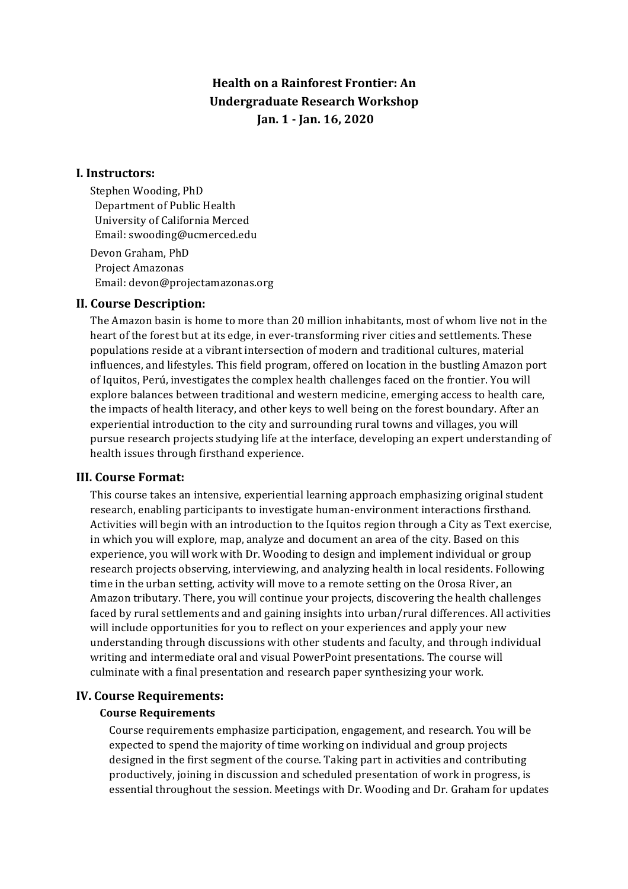# Health on a Rainforest Frontier: An Undergraduate Research Workshop

## Jan. 1 - Jan. 16, 2020

## I. Instructors:

Stephen Wooding, PhD
Department of Public Health
University of California Merced
Email: swooding@ucmerced.edu

Devon Graham, PhD
Project Amazonas
Email: devon@projectamazonas.org

## II. Course Description:

The Amazon basin is home to more than 20 million inhabitants, most of whom live not in the heart of the forest but at its edge, in ever-transforming river cities and settlements. These populations reside at a vibrant intersection of modern and traditional cultures, material influences, and lifestyles. This field program, offered on location in the bustling Amazon port of Iquitos, Perú, investigates the complex health challenges faced on the frontier. You will explore balances between traditional and western medicine, emerging access to health care, the impacts of health literacy, and other keys to well being on the forest boundary. After an experiential introduction to the city and surrounding rural towns and villages, you will pursue research projects studying life at the interface, developing an expert understanding of health issues through firsthand experience.

## III. Course Format:

This course takes an intensive, experiential learning approach emphasizing original student research, enabling participants to investigate human-environment interactions firsthand. Activities will begin with an introduction to the Iquitos region through a City as Text exercise, in which you will explore, map, analyze and document an area of the city. Based on this experience, you will work with Dr. Wooding to design and implement individual or group research projects observing, interviewing, and analyzing health in local residents. Following time in the urban setting, activity will move to a remote setting on the Orosa River, an Amazon tributary. There, you will continue your projects, discovering the health challenges faced by rural settlements and and gaining insights into urban/rural differences. All activities will include opportunities for you to reflect on your experiences and apply your new understanding through discussions with other students and faculty, and through individual writing and intermediate oral and visual PowerPoint presentations. The course will culminate with a final presentation and research paper synthesizing your work.

## IV. Course Requirements:

### Course Requirements

Course requirements emphasize participation, engagement, and research. You will be expected to spend the majority of time working on individual and group projects designed in the first segment of the course. Taking part in activities and contributing productively, joining in discussion and scheduled presentation of work in progress, is essential throughout the session. Meetings with Dr. Wooding and Dr. Graham for updates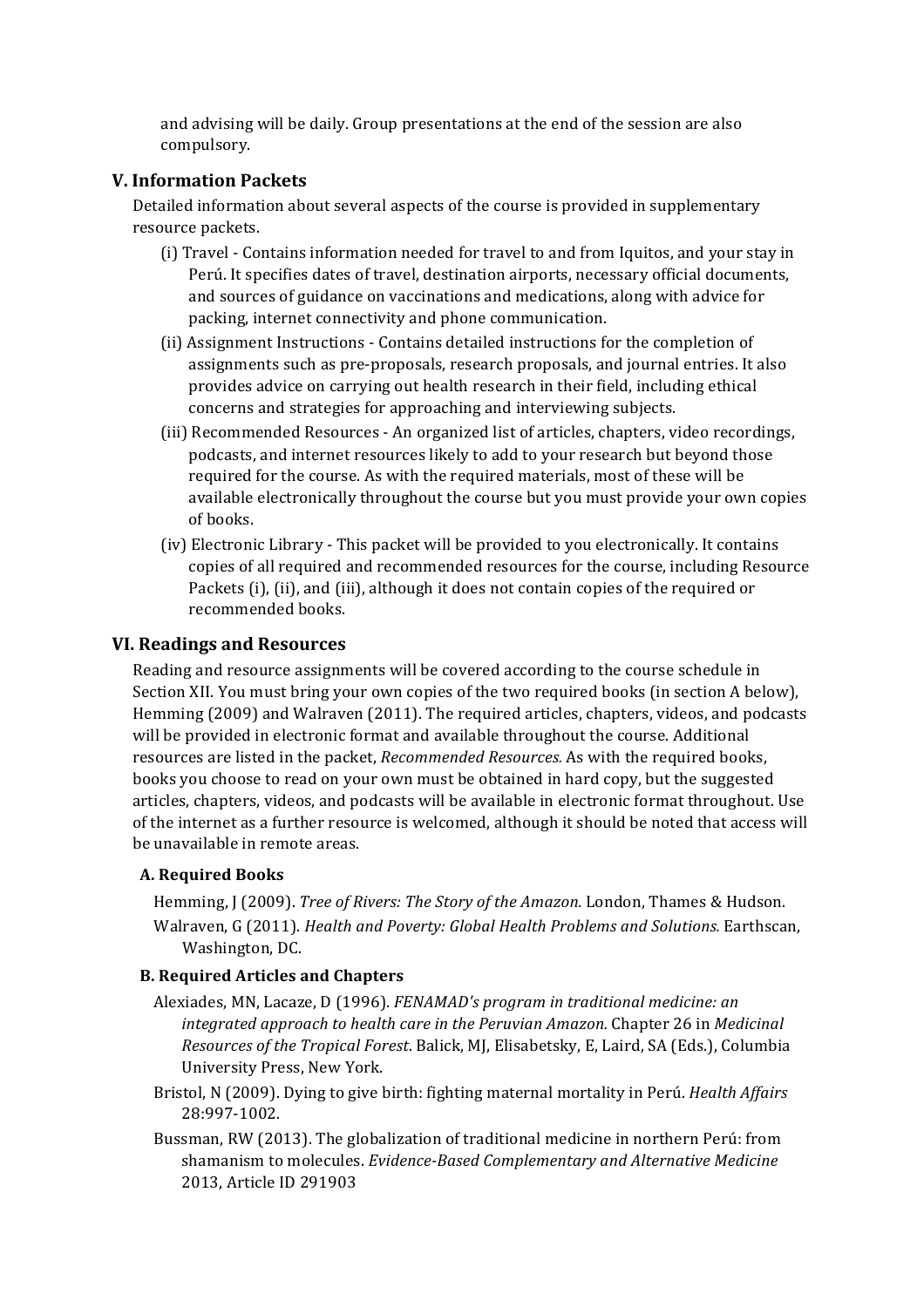and advising will be daily. Group presentations at the end of the session are also compulsory.

## V. Information Packets

Detailed information about several aspects of the course is provided in supplementary resource packets.

(i) Travel - Contains information needed for travel to and from Iquitos, and your stay in Perú. It specifies dates of travel, destination airports, necessary official documents, and sources of guidance on vaccinations and medications, along with advice for packing, internet connectivity and phone communication.

(ii) Assignment Instructions - Contains detailed instructions for the completion of assignments such as pre-proposals, research proposals, and journal entries. It also provides advice on carrying out health research in their field, including ethical concerns and strategies for approaching and interviewing subjects.

(iii) Recommended Resources - An organized list of articles, chapters, video recordings, podcasts, and internet resources likely to add to your research but beyond those required for the course. As with the required materials, most of these will be available electronically throughout the course but you must provide your own copies of books.

(iv) Electronic Library - This packet will be provided to you electronically. It contains copies of all required and recommended resources for the course, including Resource Packets (i), (ii), and (iii), although it does not contain copies of the required or recommended books.

## VI. Readings and Resources

Reading and resource assignments will be covered according to the course schedule in Section XII. You must bring your own copies of the two required books (in section A below), Hemming (2009) and Walraven (2011). The required articles, chapters, videos, and podcasts will be provided in electronic format and available throughout the course. Additional resources are listed in the packet, *Recommended Resources*. As with the required books, books you choose to read on your own must be obtained in hard copy, but the suggested articles, chapters, videos, and podcasts will be available in electronic format throughout. Use of the internet as a further resource is welcomed, although it should be noted that access will be unavailable in remote areas.

### A. Required Books

Hemming, J (2009). *Tree of Rivers: The Story of the Amazon.* London, Thames & Hudson.

Walraven, G (2011). *Health and Poverty: Global Health Problems and Solutions.* Earthscan, Washington, DC.

### B. Required Articles and Chapters

Alexiades, MN, Lacaze, D (1996). *FENAMAD's program in traditional medicine: an integrated approach to health care in the Peruvian Amazon.* Chapter 26 in *Medicinal Resources of the Tropical Forest*. Balick, MJ, Elisabetsky, E, Laird, SA (Eds.), Columbia University Press, New York.

Bristol, N (2009). Dying to give birth: fighting maternal mortality in Perú. *Health Affairs* 28:997-1002.

Bussman, RW (2013). The globalization of traditional medicine in northern Perú: from shamanism to molecules. *Evidence-Based Complementary and Alternative Medicine* 2013, Article ID 291903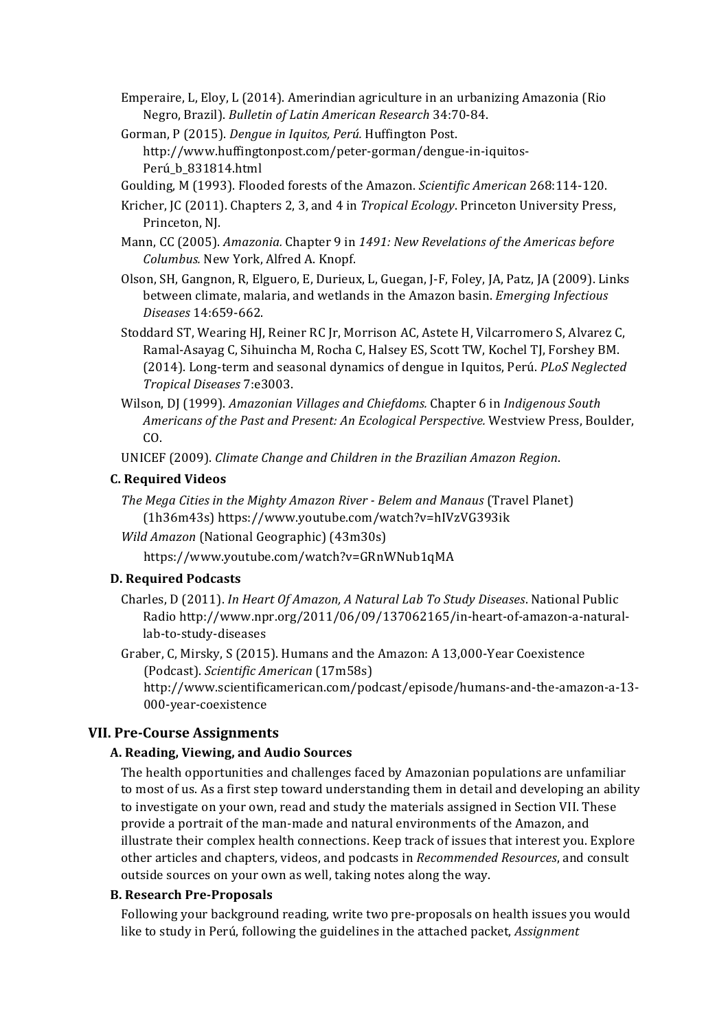Emperaire, L, Eloy, L (2014). Amerindian agriculture in an urbanizing Amazonia (Rio Negro, Brazil). *Bulletin of Latin American Research* 34:70-84.

Gorman, P (2015). *Dengue in Iquitos, Perú.* Huffington Post. http://www.huffingtonpost.com/peter-gorman/dengue-in-iquitos-Perú_b_831814.html

Goulding, M (1993). Flooded forests of the Amazon. *Scientific American* 268:114-120.

Kricher, JC (2011). Chapters 2, 3, and 4 in *Tropical Ecology*. Princeton University Press, Princeton, NJ.

Mann, CC (2005). *Amazonia.* Chapter 9 in *1491: New Revelations of the Americas before Columbus.* New York, Alfred A. Knopf.

Olson, SH, Gangnon, R, Elguero, E, Durieux, L, Guegan, J-F, Foley, JA, Patz, JA (2009). Links between climate, malaria, and wetlands in the Amazon basin. *Emerging Infectious Diseases* 14:659-662.

Stoddard ST, Wearing HJ, Reiner RC Jr, Morrison AC, Astete H, Vilcarromero S, Alvarez C, Ramal-Asayag C, Sihuincha M, Rocha C, Halsey ES, Scott TW, Kochel TJ, Forshey BM. (2014). Long-term and seasonal dynamics of dengue in Iquitos, Perú. *PLoS Neglected Tropical Diseases* 7:e3003.

Wilson, DJ (1999). *Amazonian Villages and Chiefdoms.* Chapter 6 in *Indigenous South Americans of the Past and Present: An Ecological Perspective.* Westview Press, Boulder, CO.

UNICEF (2009). *Climate Change and Children in the Brazilian Amazon Region*.

### C. Required Videos

*The Mega Cities in the Mighty Amazon River - Belem and Manaus* (Travel Planet) (1h36m43s) https://www.youtube.com/watch?v=hIVzVG393ik

*Wild Amazon* (National Geographic) (43m30s)

https://www.youtube.com/watch?v=GRnWNub1qMA

### D. Required Podcasts

Charles, D (2011). *In Heart Of Amazon, A Natural Lab To Study Diseases*. National Public Radio http://www.npr.org/2011/06/09/137062165/in-heart-of-amazon-a-natural-lab-to-study-diseases

Graber, C, Mirsky, S (2015). Humans and the Amazon: A 13,000-Year Coexistence (Podcast). *Scientific American* (17m58s) http://www.scientificamerican.com/podcast/episode/humans-and-the-amazon-a-13-000-year-coexistence

## VII. Pre-Course Assignments

### A. Reading, Viewing, and Audio Sources

The health opportunities and challenges faced by Amazonian populations are unfamiliar to most of us. As a first step toward understanding them in detail and developing an ability to investigate on your own, read and study the materials assigned in Section VII. These provide a portrait of the man-made and natural environments of the Amazon, and illustrate their complex health connections. Keep track of issues that interest you. Explore other articles and chapters, videos, and podcasts in *Recommended Resources*, and consult outside sources on your own as well, taking notes along the way.

### B. Research Pre-Proposals

Following your background reading, write two pre-proposals on health issues you would like to study in Perú, following the guidelines in the attached packet, *Assignment*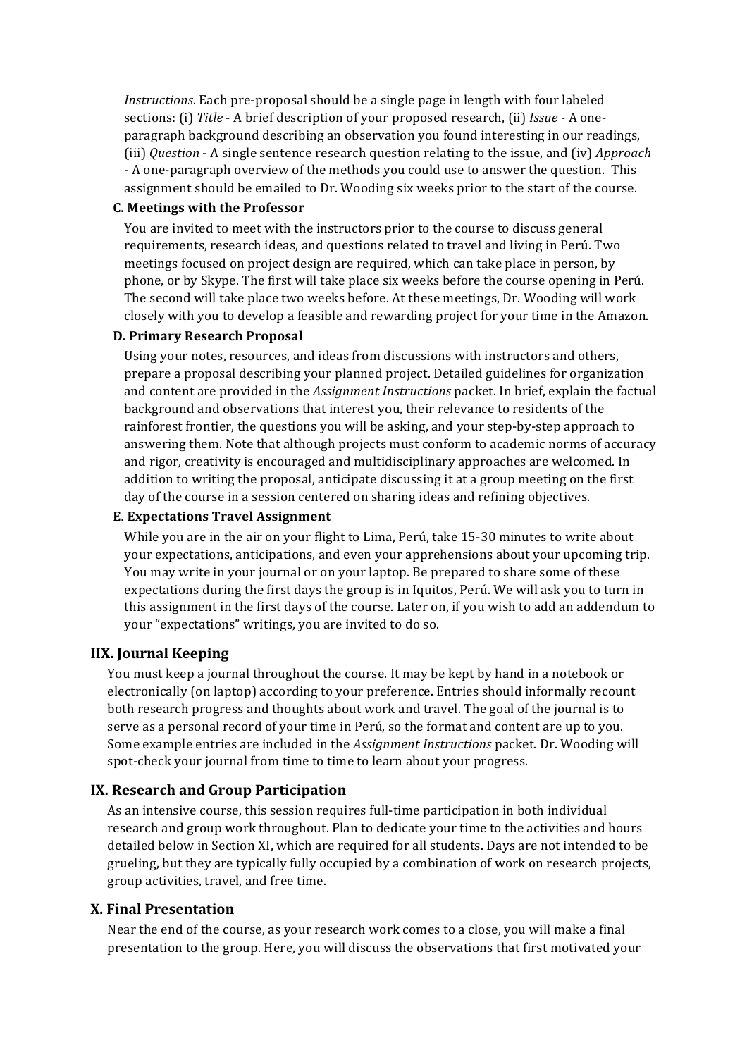*Instructions*. Each pre-proposal should be a single page in length with four labeled sections: (i) *Title* - A brief description of your proposed research, (ii) *Issue* - A one-paragraph background describing an observation you found interesting in our readings, (iii) *Question* - A single sentence research question relating to the issue, and (iv) *Approach* - A one-paragraph overview of the methods you could use to answer the question. This assignment should be emailed to Dr. Wooding six weeks prior to the start of the course.

### C. Meetings with the Professor

You are invited to meet with the instructors prior to the course to discuss general requirements, research ideas, and questions related to travel and living in Perú. Two meetings focused on project design are required, which can take place in person, by phone, or by Skype. The first will take place six weeks before the course opening in Perú. The second will take place two weeks before. At these meetings, Dr. Wooding will work closely with you to develop a feasible and rewarding project for your time in the Amazon.

### D. Primary Research Proposal

Using your notes, resources, and ideas from discussions with instructors and others, prepare a proposal describing your planned project. Detailed guidelines for organization and content are provided in the *Assignment Instructions* packet. In brief, explain the factual background and observations that interest you, their relevance to residents of the rainforest frontier, the questions you will be asking, and your step-by-step approach to answering them. Note that although projects must conform to academic norms of accuracy and rigor, creativity is encouraged and multidisciplinary approaches are welcomed. In addition to writing the proposal, anticipate discussing it at a group meeting on the first day of the course in a session centered on sharing ideas and refining objectives.

### E. Expectations Travel Assignment

While you are in the air on your flight to Lima, Perú, take 15-30 minutes to write about your expectations, anticipations, and even your apprehensions about your upcoming trip. You may write in your journal or on your laptop. Be prepared to share some of these expectations during the first days the group is in Iquitos, Perú. We will ask you to turn in this assignment in the first days of the course. Later on, if you wish to add an addendum to your "expectations" writings, you are invited to do so.

## IIX. Journal Keeping

You must keep a journal throughout the course. It may be kept by hand in a notebook or electronically (on laptop) according to your preference. Entries should informally recount both research progress and thoughts about work and travel. The goal of the journal is to serve as a personal record of your time in Perú, so the format and content are up to you. Some example entries are included in the *Assignment Instructions* packet. Dr. Wooding will spot-check your journal from time to time to learn about your progress.

## IX. Research and Group Participation

As an intensive course, this session requires full-time participation in both individual research and group work throughout. Plan to dedicate your time to the activities and hours detailed below in Section XI, which are required for all students. Days are not intended to be grueling, but they are typically fully occupied by a combination of work on research projects, group activities, travel, and free time.

## X. Final Presentation

Near the end of the course, as your research work comes to a close, you will make a final presentation to the group. Here, you will discuss the observations that first motivated your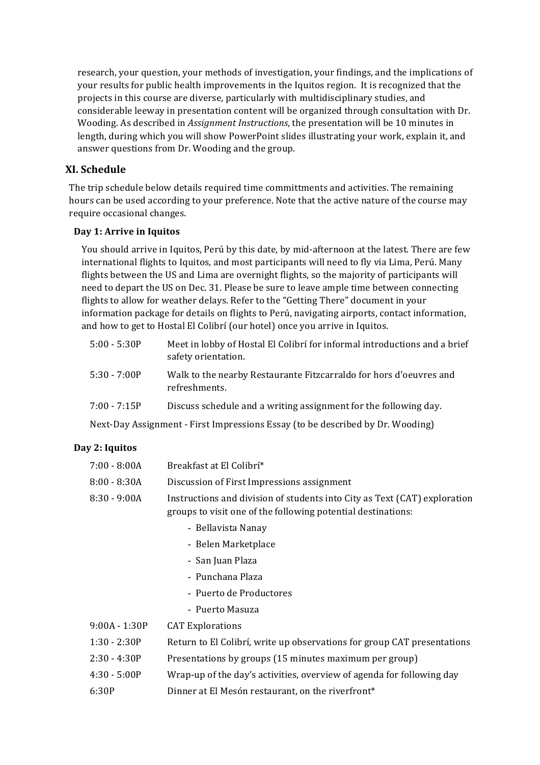research, your question, your methods of investigation, your findings, and the implications of your results for public health improvements in the Iquitos region. It is recognized that the projects in this course are diverse, particularly with multidisciplinary studies, and considerable leeway in presentation content will be organized through consultation with Dr. Wooding. As described in *Assignment Instructions*, the presentation will be 10 minutes in length, during which you will show PowerPoint slides illustrating your work, explain it, and answer questions from Dr. Wooding and the group.

## XI. Schedule

The trip schedule below details required time committments and activities. The remaining hours can be used according to your preference. Note that the active nature of the course may require occasional changes.

### Day 1: Arrive in Iquitos

You should arrive in Iquitos, Perú by this date, by mid-afternoon at the latest. There are few international flights to Iquitos, and most participants will need to fly via Lima, Perú. Many flights between the US and Lima are overnight flights, so the majority of participants will need to depart the US on Dec. 31. Please be sure to leave ample time between connecting flights to allow for weather delays. Refer to the "Getting There" document in your information package for details on flights to Perú, navigating airports, contact information, and how to get to Hostal El Colibrí (our hotel) once you arrive in Iquitos.

| | |
|---|---|
| 5:00 - 5:30P | Meet in lobby of Hostal El Colibrí for informal introductions and a brief safety orientation. |
| 5:30 - 7:00P | Walk to the nearby Restaurante Fitzcarraldo for hors d'oeuvres and refreshments. |
| 7:00 - 7:15P | Discuss schedule and a writing assignment for the following day. |

Next-Day Assignment - First Impressions Essay (to be described by Dr. Wooding)

### Day 2: Iquitos

| | |
|---|---|
| 7:00 - 8:00A | Breakfast at El Colibrí* |
| 8:00 - 8:30A | Discussion of First Impressions assignment |
| 8:30 - 9:00A | Instructions and division of students into City as Text (CAT) exploration groups to visit one of the following potential destinations: - Bellavista Nanay - Belen Marketplace - San Juan Plaza - Punchana Plaza - Puerto de Productores - Puerto Masuza |
| 9:00A - 1:30P | CAT Explorations |
| 1:30 - 2:30P | Return to El Colibrí, write up observations for group CAT presentations |
| 2:30 - 4:30P | Presentations by groups (15 minutes maximum per group) |
| 4:30 - 5:00P | Wrap-up of the day's activities, overview of agenda for following day |
| 6:30P | Dinner at El Mesón restaurant, on the riverfront* |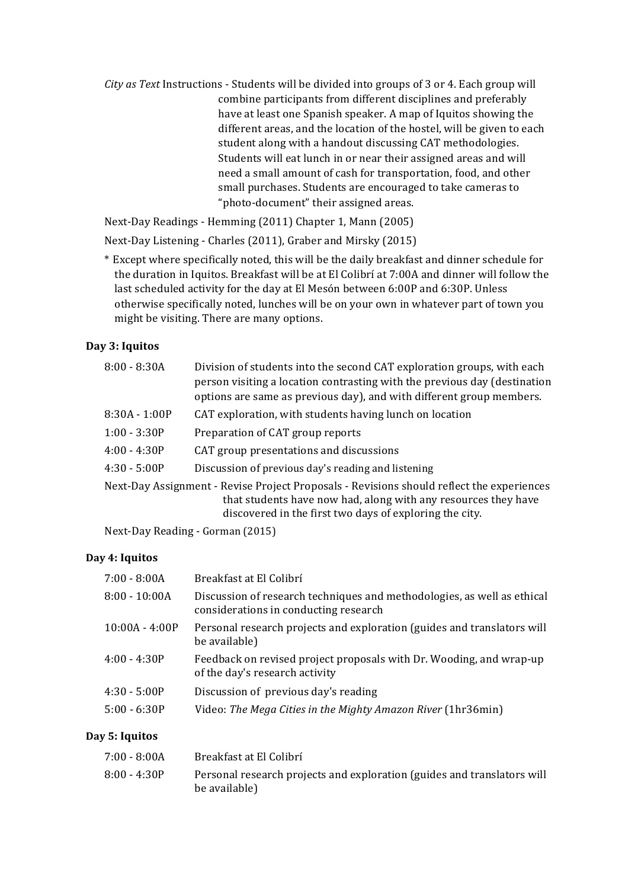*City as Text* Instructions - Students will be divided into groups of 3 or 4. Each group will combine participants from different disciplines and preferably have at least one Spanish speaker. A map of Iquitos showing the different areas, and the location of the hostel, will be given to each student along with a handout discussing CAT methodologies. Students will eat lunch in or near their assigned areas and will need a small amount of cash for transportation, food, and other small purchases. Students are encouraged to take cameras to "photo-document" their assigned areas.

Next-Day Readings - Hemming (2011) Chapter 1, Mann (2005)

Next-Day Listening - Charles (2011), Graber and Mirsky (2015)

\* Except where specifically noted, this will be the daily breakfast and dinner schedule for the duration in Iquitos. Breakfast will be at El Colibrí at 7:00A and dinner will follow the last scheduled activity for the day at El Mesón between 6:00P and 6:30P. Unless otherwise specifically noted, lunches will be on your own in whatever part of town you might be visiting. There are many options.

**Day 3: Iquitos**

| | |
|---|---|
| 8:00 - 8:30A | Division of students into the second CAT exploration groups, with each person visiting a location contrasting with the previous day (destination options are same as previous day), and with different group members. |
| 8:30A - 1:00P | CAT exploration, with students having lunch on location |
| 1:00 - 3:30P | Preparation of CAT group reports |
| 4:00 - 4:30P | CAT group presentations and discussions |
| 4:30 - 5:00P | Discussion of previous day's reading and listening |

Next-Day Assignment - Revise Project Proposals - Revisions should reflect the experiences that students have now had, along with any resources they have discovered in the first two days of exploring the city.

Next-Day Reading - Gorman (2015)

**Day 4: Iquitos**

| | |
|---|---|
| 7:00 - 8:00A | Breakfast at El Colibrí |
| 8:00 - 10:00A | Discussion of research techniques and methodologies, as well as ethical considerations in conducting research |
| 10:00A - 4:00P | Personal research projects and exploration (guides and translators will be available) |
| 4:00 - 4:30P | Feedback on revised project proposals with Dr. Wooding, and wrap-up of the day's research activity |
| 4:30 - 5:00P | Discussion of previous day's reading |
| 5:00 - 6:30P | Video: *The Mega Cities in the Mighty Amazon River* (1hr36min) |

**Day 5: Iquitos**

| | |
|---|---|
| 7:00 - 8:00A | Breakfast at El Colibrí |
| 8:00 - 4:30P | Personal research projects and exploration (guides and translators will be available) |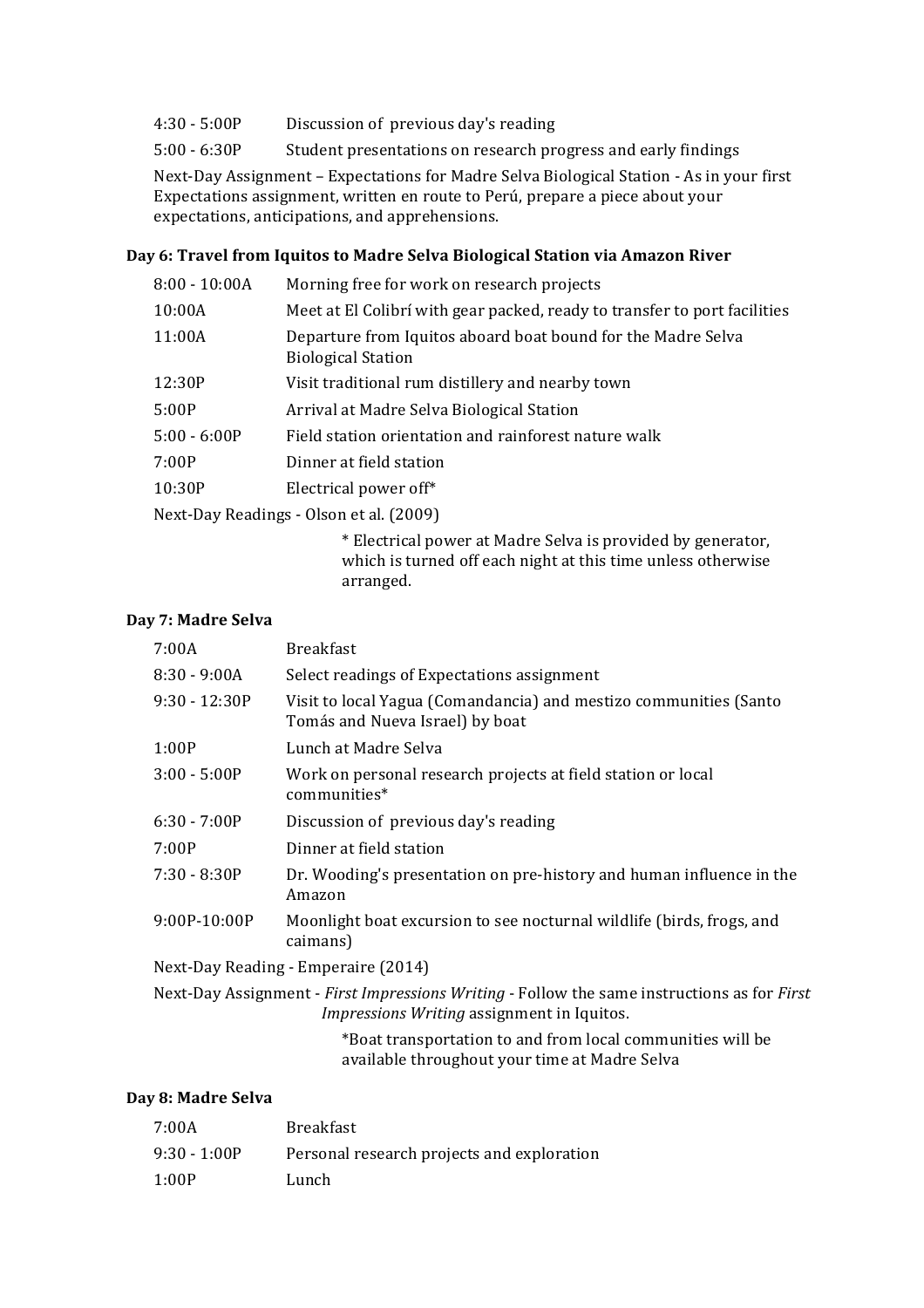| | |
|---|---|
| 4:30 - 5:00P | Discussion of previous day's reading |
| 5:00 - 6:30P | Student presentations on research progress and early findings |

Next-Day Assignment – Expectations for Madre Selva Biological Station - As in your first Expectations assignment, written en route to Perú, prepare a piece about your expectations, anticipations, and apprehensions.

**Day 6: Travel from Iquitos to Madre Selva Biological Station via Amazon River**

| | |
|---|---|
| 8:00 - 10:00A | Morning free for work on research projects |
| 10:00A | Meet at El Colibrí with gear packed, ready to transfer to port facilities |
| 11:00A | Departure from Iquitos aboard boat bound for the Madre Selva Biological Station |
| 12:30P | Visit traditional rum distillery and nearby town |
| 5:00P | Arrival at Madre Selva Biological Station |
| 5:00 - 6:00P | Field station orientation and rainforest nature walk |
| 7:00P | Dinner at field station |
| 10:30P | Electrical power off* |

Next-Day Readings - Olson et al. (2009)

\* Electrical power at Madre Selva is provided by generator, which is turned off each night at this time unless otherwise arranged.

**Day 7: Madre Selva**

| | |
|---|---|
| 7:00A | Breakfast |
| 8:30 - 9:00A | Select readings of Expectations assignment |
| 9:30 - 12:30P | Visit to local Yagua (Comandancia) and mestizo communities (Santo Tomás and Nueva Israel) by boat |
| 1:00P | Lunch at Madre Selva |
| 3:00 - 5:00P | Work on personal research projects at field station or local communities* |
| 6:30 - 7:00P | Discussion of previous day's reading |
| 7:00P | Dinner at field station |
| 7:30 - 8:30P | Dr. Wooding's presentation on pre-history and human influence in the Amazon |
| 9:00P-10:00P | Moonlight boat excursion to see nocturnal wildlife (birds, frogs, and caimans) |

Next-Day Reading - Emperaire (2014)

Next-Day Assignment - *First Impressions Writing* - Follow the same instructions as for *First Impressions Writing* assignment in Iquitos.

\*Boat transportation to and from local communities will be available throughout your time at Madre Selva

**Day 8: Madre Selva**

| | |
|---|---|
| 7:00A | Breakfast |
| 9:30 - 1:00P | Personal research projects and exploration |
| 1:00P | Lunch |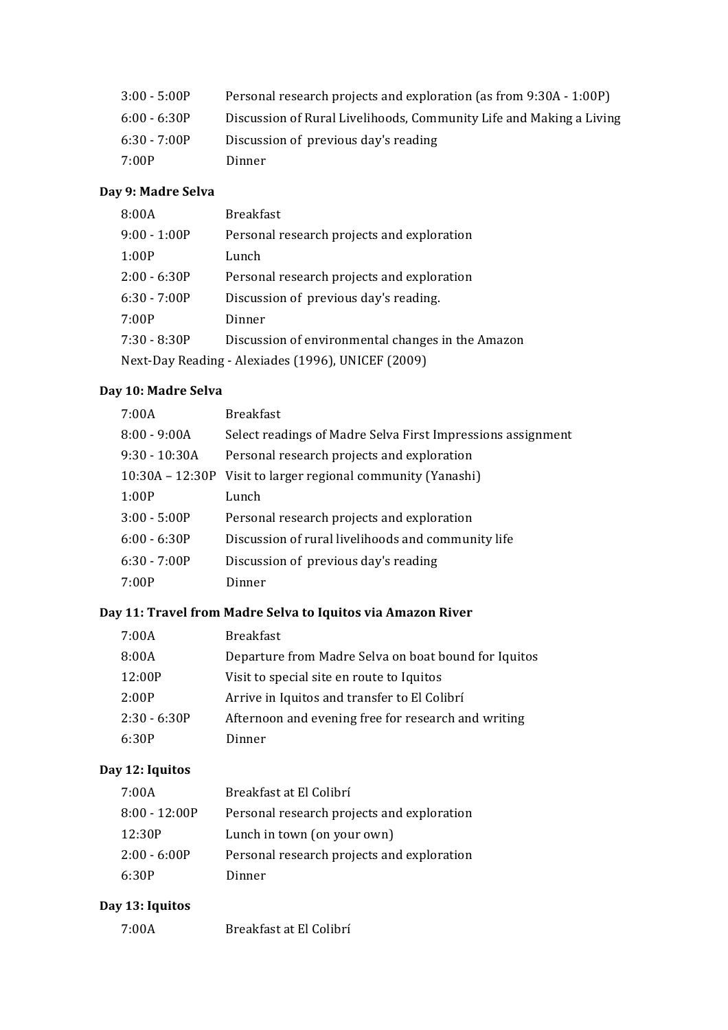| | |
|---|---|
| 3:00 - 5:00P | Personal research projects and exploration (as from 9:30A - 1:00P) |
| 6:00 - 6:30P | Discussion of Rural Livelihoods, Community Life and Making a Living |
| 6:30 - 7:00P | Discussion of previous day's reading |
| 7:00P | Dinner |

**Day 9: Madre Selva**

| | |
|---|---|
| 8:00A | Breakfast |
| 9:00 - 1:00P | Personal research projects and exploration |
| 1:00P | Lunch |
| 2:00 - 6:30P | Personal research projects and exploration |
| 6:30 - 7:00P | Discussion of previous day's reading. |
| 7:00P | Dinner |
| 7:30 - 8:30P | Discussion of environmental changes in the Amazon |

Next-Day Reading - Alexiades (1996), UNICEF (2009)

**Day 10: Madre Selva**

| | |
|---|---|
| 7:00A | Breakfast |
| 8:00 - 9:00A | Select readings of Madre Selva First Impressions assignment |
| 9:30 - 10:30A | Personal research projects and exploration |
| 10:30A – 12:30P | Visit to larger regional community (Yanashi) |
| 1:00P | Lunch |
| 3:00 - 5:00P | Personal research projects and exploration |
| 6:00 - 6:30P | Discussion of rural livelihoods and community life |
| 6:30 - 7:00P | Discussion of previous day's reading |
| 7:00P | Dinner |

**Day 11: Travel from Madre Selva to Iquitos via Amazon River**

| | |
|---|---|
| 7:00A | Breakfast |
| 8:00A | Departure from Madre Selva on boat bound for Iquitos |
| 12:00P | Visit to special site en route to Iquitos |
| 2:00P | Arrive in Iquitos and transfer to El Colibrí |
| 2:30 - 6:30P | Afternoon and evening free for research and writing |
| 6:30P | Dinner |

**Day 12: Iquitos**

| | |
|---|---|
| 7:00A | Breakfast at El Colibrí |
| 8:00 - 12:00P | Personal research projects and exploration |
| 12:30P | Lunch in town (on your own) |
| 2:00 - 6:00P | Personal research projects and exploration |
| 6:30P | Dinner |

**Day 13: Iquitos**

| | |
|---|---|
| 7:00A | Breakfast at El Colibrí |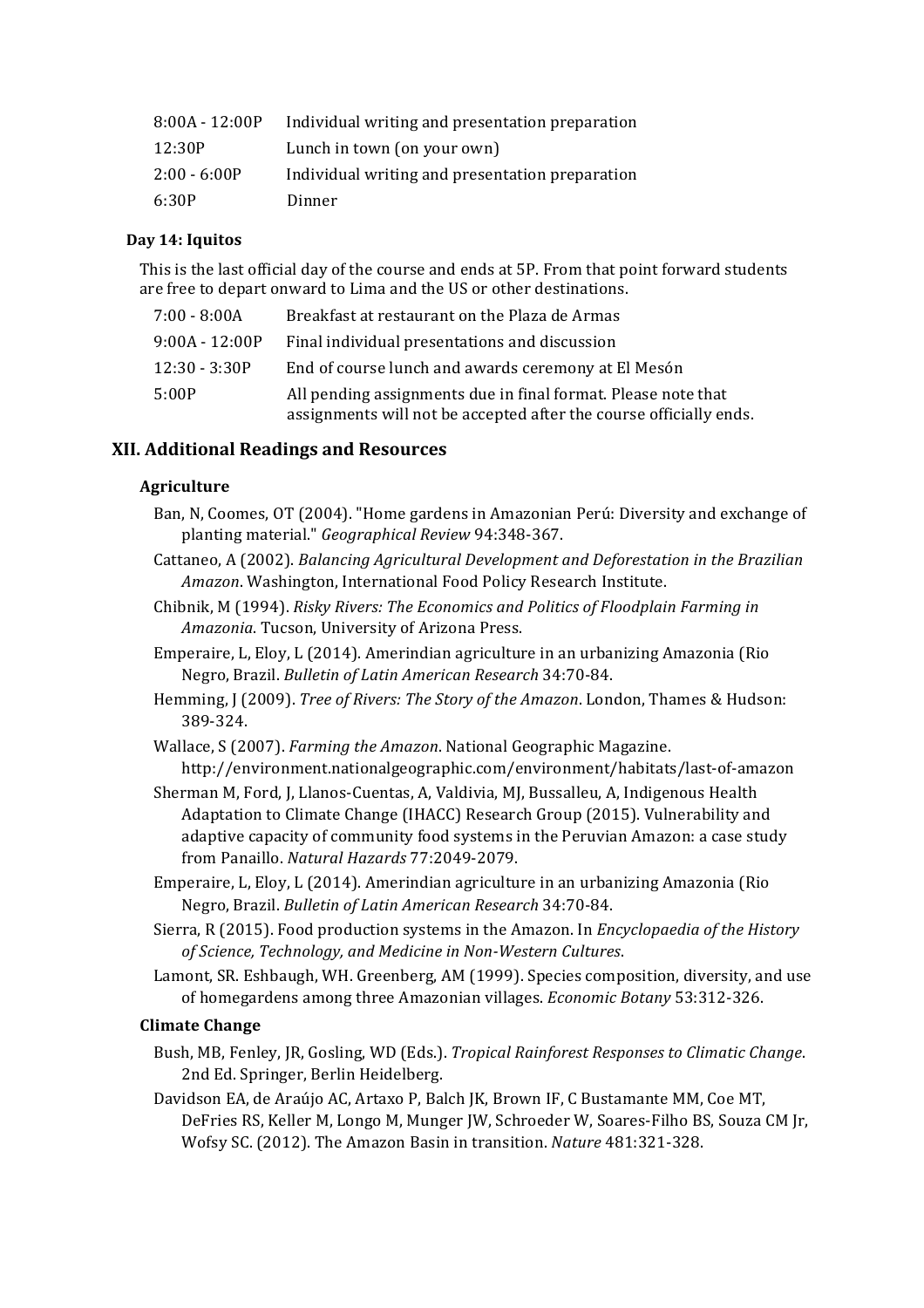| | |
|---|---|
| 8:00A - 12:00P | Individual writing and presentation preparation |
| 12:30P | Lunch in town (on your own) |
| 2:00 - 6:00P | Individual writing and presentation preparation |
| 6:30P | Dinner |

**Day 14: Iquitos**

This is the last official day of the course and ends at 5P. From that point forward students are free to depart onward to Lima and the US or other destinations.

| | |
|---|---|
| 7:00 - 8:00A | Breakfast at restaurant on the Plaza de Armas |
| 9:00A - 12:00P | Final individual presentations and discussion |
| 12:30 - 3:30P | End of course lunch and awards ceremony at El Mesón |
| 5:00P | All pending assignments due in final format. Please note that assignments will not be accepted after the course officially ends. |

## XII. Additional Readings and Resources

### Agriculture

Ban, N, Coomes, OT (2004). "Home gardens in Amazonian Perú: Diversity and exchange of planting material." *Geographical Review* 94:348-367.

Cattaneo, A (2002). *Balancing Agricultural Development and Deforestation in the Brazilian Amazon*. Washington, International Food Policy Research Institute.

Chibnik, M (1994). *Risky Rivers: The Economics and Politics of Floodplain Farming in Amazonia*. Tucson, University of Arizona Press.

Emperaire, L, Eloy, L (2014). Amerindian agriculture in an urbanizing Amazonia (Rio Negro, Brazil. *Bulletin of Latin American Research* 34:70-84.

Hemming, J (2009). *Tree of Rivers: The Story of the Amazon*. London, Thames & Hudson: 389-324.

Wallace, S (2007). *Farming the Amazon*. National Geographic Magazine. http://environment.nationalgeographic.com/environment/habitats/last-of-amazon

Sherman M, Ford, J, Llanos-Cuentas, A, Valdivia, MJ, Bussalleu, A, Indigenous Health Adaptation to Climate Change (IHACC) Research Group (2015). Vulnerability and adaptive capacity of community food systems in the Peruvian Amazon: a case study from Panaillo. *Natural Hazards* 77:2049-2079.

Emperaire, L, Eloy, L (2014). Amerindian agriculture in an urbanizing Amazonia (Rio Negro, Brazil. *Bulletin of Latin American Research* 34:70-84.

Sierra, R (2015). Food production systems in the Amazon. In *Encyclopaedia of the History of Science, Technology, and Medicine in Non-Western Cultures*.

Lamont, SR. Eshbaugh, WH. Greenberg, AM (1999). Species composition, diversity, and use of homegardens among three Amazonian villages. *Economic Botany* 53:312-326.

### Climate Change

Bush, MB, Fenley, JR, Gosling, WD (Eds.). *Tropical Rainforest Responses to Climatic Change*. 2nd Ed. Springer, Berlin Heidelberg.

Davidson EA, de Araújo AC, Artaxo P, Balch JK, Brown IF, C Bustamante MM, Coe MT, DeFries RS, Keller M, Longo M, Munger JW, Schroeder W, Soares-Filho BS, Souza CM Jr, Wofsy SC. (2012). The Amazon Basin in transition. *Nature* 481:321-328.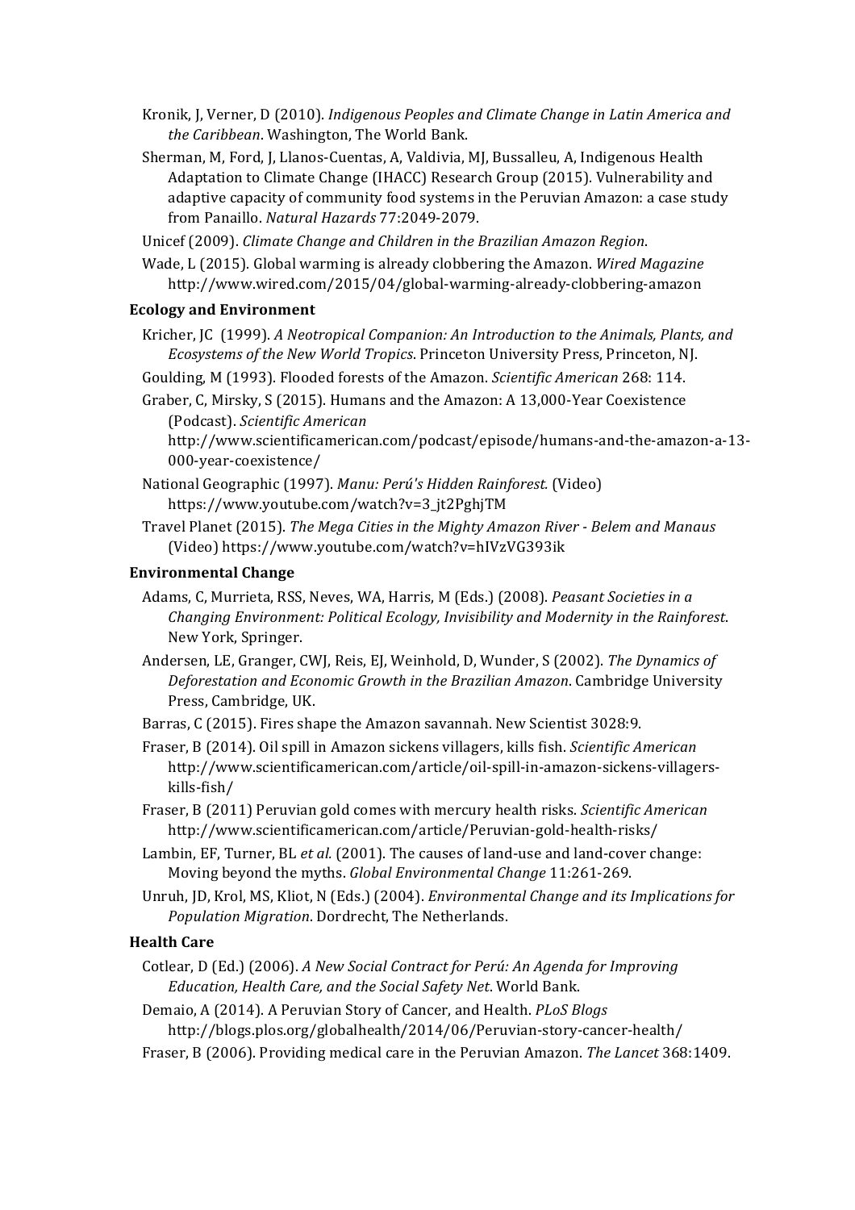Kronik, J, Verner, D (2010). *Indigenous Peoples and Climate Change in Latin America and the Caribbean*. Washington, The World Bank.

Sherman, M, Ford, J, Llanos-Cuentas, A, Valdivia, MJ, Bussalleu, A, Indigenous Health Adaptation to Climate Change (IHACC) Research Group (2015). Vulnerability and adaptive capacity of community food systems in the Peruvian Amazon: a case study from Panaillo. *Natural Hazards* 77:2049-2079.

Unicef (2009). *Climate Change and Children in the Brazilian Amazon Region*.

Wade, L (2015). Global warming is already clobbering the Amazon. *Wired Magazine* http://www.wired.com/2015/04/global-warming-already-clobbering-amazon

**Ecology and Environment**

Kricher, JC (1999). *A Neotropical Companion: An Introduction to the Animals, Plants, and Ecosystems of the New World Tropics*. Princeton University Press, Princeton, NJ.

Goulding, M (1993). Flooded forests of the Amazon. *Scientific American* 268: 114.

Graber, C, Mirsky, S (2015). Humans and the Amazon: A 13,000-Year Coexistence (Podcast). *Scientific American* http://www.scientificamerican.com/podcast/episode/humans-and-the-amazon-a-13-000-year-coexistence/

National Geographic (1997). *Manu: Perú's Hidden Rainforest.* (Video) https://www.youtube.com/watch?v=3_jt2PghjTM

Travel Planet (2015). *The Mega Cities in the Mighty Amazon River - Belem and Manaus* (Video) https://www.youtube.com/watch?v=hIVzVG393ik

**Environmental Change**

Adams, C, Murrieta, RSS, Neves, WA, Harris, M (Eds.) (2008). *Peasant Societies in a Changing Environment: Political Ecology, Invisibility and Modernity in the Rainforest*. New York, Springer.

Andersen, LE, Granger, CWJ, Reis, EJ, Weinhold, D, Wunder, S (2002). *The Dynamics of Deforestation and Economic Growth in the Brazilian Amazon*. Cambridge University Press, Cambridge, UK.

Barras, C (2015). Fires shape the Amazon savannah. New Scientist 3028:9.

Fraser, B (2014). Oil spill in Amazon sickens villagers, kills fish. *Scientific American* http://www.scientificamerican.com/article/oil-spill-in-amazon-sickens-villagers-kills-fish/

Fraser, B (2011) Peruvian gold comes with mercury health risks. *Scientific American* http://www.scientificamerican.com/article/Peruvian-gold-health-risks/

Lambin, EF, Turner, BL *et al.* (2001). The causes of land-use and land-cover change: Moving beyond the myths. *Global Environmental Change* 11:261-269.

Unruh, JD, Krol, MS, Kliot, N (Eds.) (2004). *Environmental Change and its Implications for Population Migration*. Dordrecht, The Netherlands.

**Health Care**

Cotlear, D (Ed.) (2006). *A New Social Contract for Perú: An Agenda for Improving Education, Health Care, and the Social Safety Net*. World Bank.

Demaio, A (2014). A Peruvian Story of Cancer, and Health. *PLoS Blogs* http://blogs.plos.org/globalhealth/2014/06/Peruvian-story-cancer-health/

Fraser, B (2006). Providing medical care in the Peruvian Amazon. *The Lancet* 368:1409.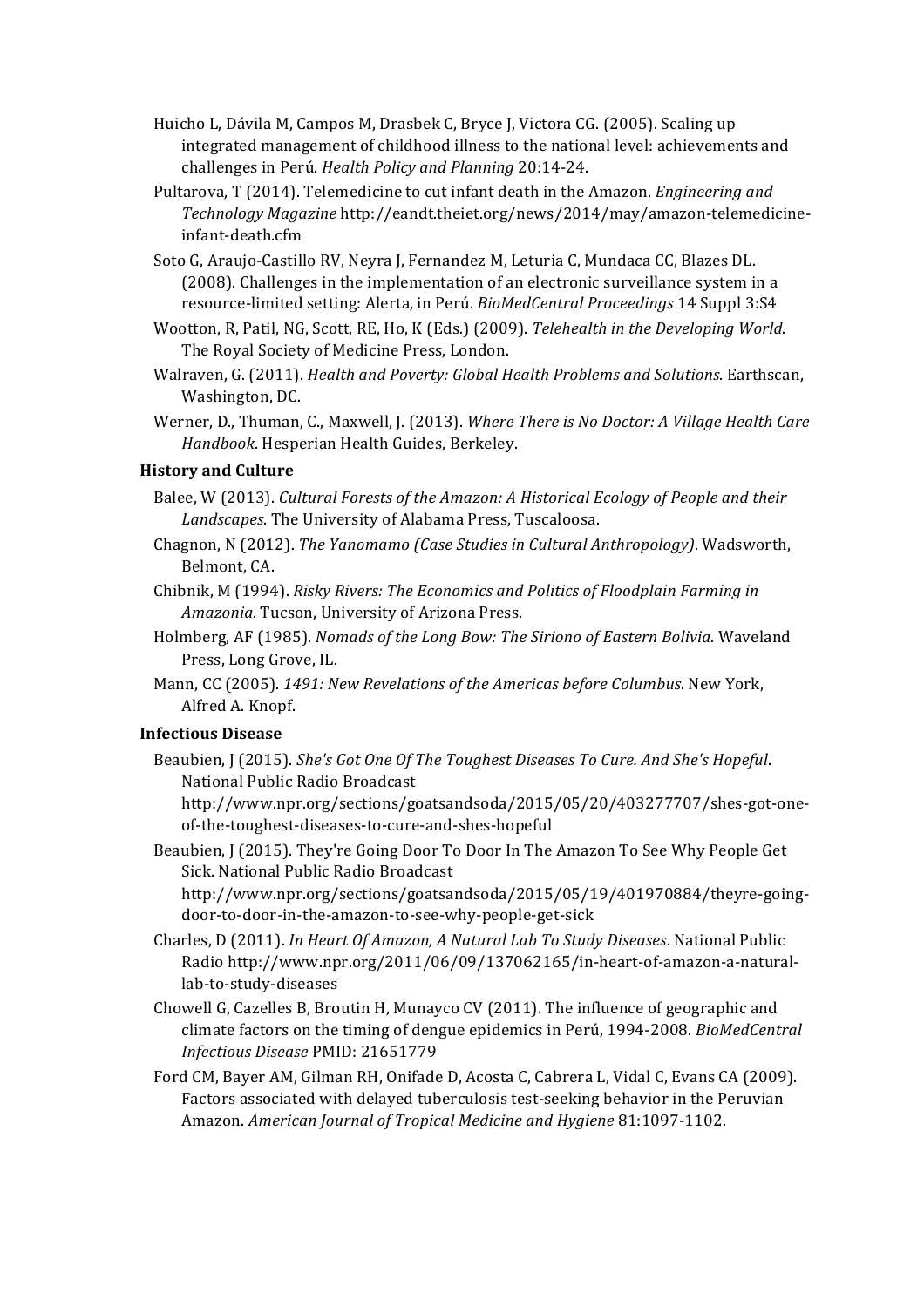Huicho L, Dávila M, Campos M, Drasbek C, Bryce J, Victora CG. (2005). Scaling up integrated management of childhood illness to the national level: achievements and challenges in Perú. *Health Policy and Planning* 20:14-24.

Pultarova, T (2014). Telemedicine to cut infant death in the Amazon. *Engineering and Technology Magazine* http://eandt.theiet.org/news/2014/may/amazon-telemedicine-infant-death.cfm

Soto G, Araujo-Castillo RV, Neyra J, Fernandez M, Leturia C, Mundaca CC, Blazes DL. (2008). Challenges in the implementation of an electronic surveillance system in a resource-limited setting: Alerta, in Perú. *BioMedCentral Proceedings* 14 Suppl 3:S4

Wootton, R, Patil, NG, Scott, RE, Ho, K (Eds.) (2009). *Telehealth in the Developing World*. The Royal Society of Medicine Press, London.

Walraven, G. (2011). *Health and Poverty: Global Health Problems and Solutions*. Earthscan, Washington, DC.

Werner, D., Thuman, C., Maxwell, J. (2013). *Where There is No Doctor: A Village Health Care Handbook*. Hesperian Health Guides, Berkeley.

**History and Culture**

Balee, W (2013). *Cultural Forests of the Amazon: A Historical Ecology of People and their Landscapes*. The University of Alabama Press, Tuscaloosa.

Chagnon, N (2012). *The Yanomamo (Case Studies in Cultural Anthropology)*. Wadsworth, Belmont, CA.

Chibnik, M (1994). *Risky Rivers: The Economics and Politics of Floodplain Farming in Amazonia.* Tucson, University of Arizona Press.

Holmberg, AF (1985). *Nomads of the Long Bow: The Siriono of Eastern Bolivia*. Waveland Press, Long Grove, IL.

Mann, CC (2005). *1491: New Revelations of the Americas before Columbus*. New York, Alfred A. Knopf.

**Infectious Disease**

Beaubien, J (2015). *She's Got One Of The Toughest Diseases To Cure. And She's Hopeful*. National Public Radio Broadcast http://www.npr.org/sections/goatsandsoda/2015/05/20/403277707/shes-got-one-of-the-toughest-diseases-to-cure-and-shes-hopeful

Beaubien, J (2015). They're Going Door To Door In The Amazon To See Why People Get Sick. National Public Radio Broadcast http://www.npr.org/sections/goatsandsoda/2015/05/19/401970884/theyre-going-door-to-door-in-the-amazon-to-see-why-people-get-sick

Charles, D (2011). *In Heart Of Amazon, A Natural Lab To Study Diseases*. National Public Radio http://www.npr.org/2011/06/09/137062165/in-heart-of-amazon-a-natural-lab-to-study-diseases

Chowell G, Cazelles B, Broutin H, Munayco CV (2011). The influence of geographic and climate factors on the timing of dengue epidemics in Perú, 1994-2008. *BioMedCentral Infectious Disease* PMID: 21651779

Ford CM, Bayer AM, Gilman RH, Onifade D, Acosta C, Cabrera L, Vidal C, Evans CA (2009). Factors associated with delayed tuberculosis test-seeking behavior in the Peruvian Amazon. *American Journal of Tropical Medicine and Hygiene* 81:1097-1102.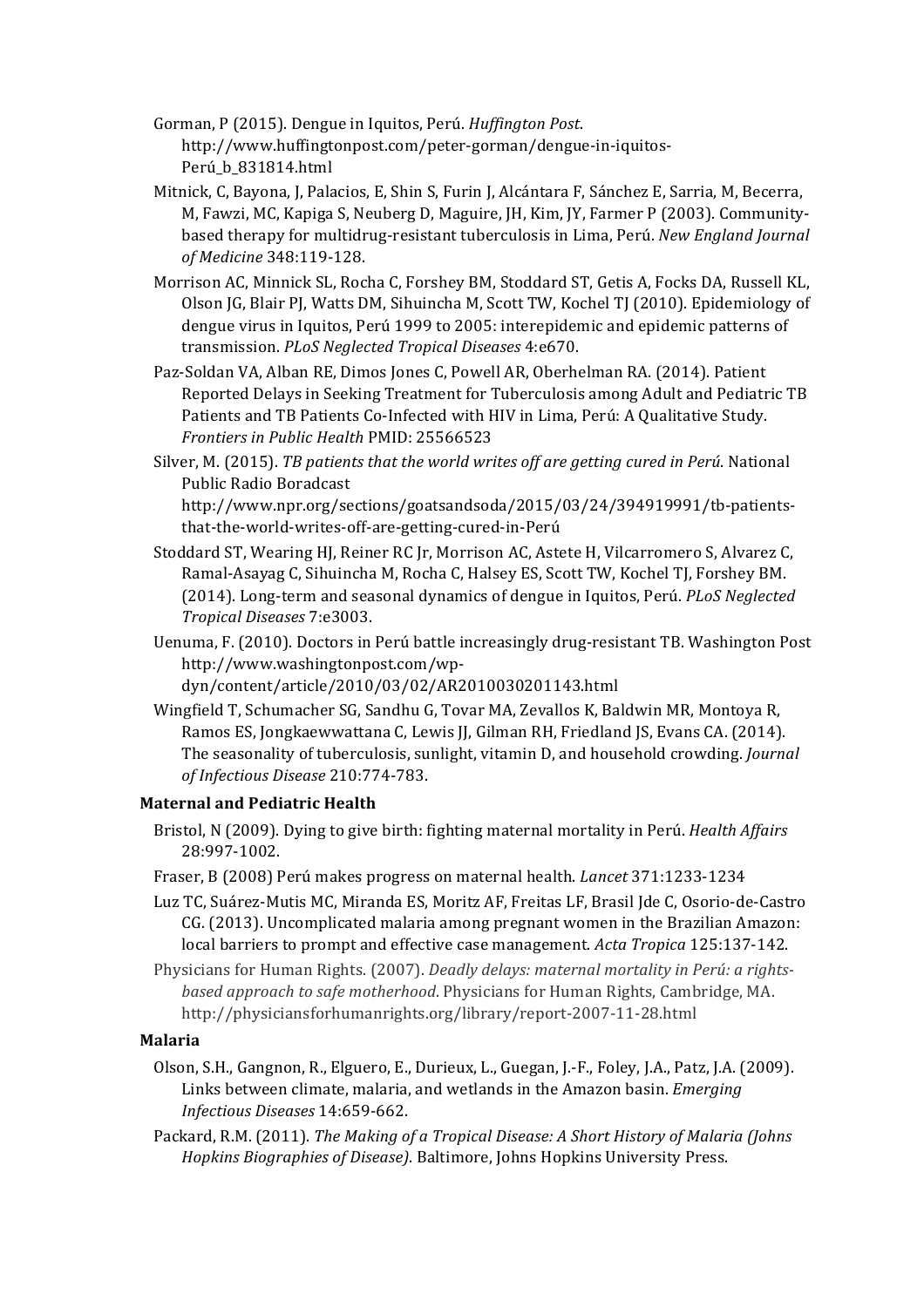Gorman, P (2015). Dengue in Iquitos, Perú. *Huffington Post*. http://www.huffingtonpost.com/peter-gorman/dengue-in-iquitos-Perú_b_831814.html

Mitnick, C, Bayona, J, Palacios, E, Shin S, Furin J, Alcántara F, Sánchez E, Sarria, M, Becerra, M, Fawzi, MC, Kapiga S, Neuberg D, Maguire, JH, Kim, JY, Farmer P (2003). Community-based therapy for multidrug-resistant tuberculosis in Lima, Perú. *New England Journal of Medicine* 348:119-128.

Morrison AC, Minnick SL, Rocha C, Forshey BM, Stoddard ST, Getis A, Focks DA, Russell KL, Olson JG, Blair PJ, Watts DM, Sihuincha M, Scott TW, Kochel TJ (2010). Epidemiology of dengue virus in Iquitos, Perú 1999 to 2005: interepidemic and epidemic patterns of transmission. *PLoS Neglected Tropical Diseases* 4:e670.

Paz-Soldan VA, Alban RE, Dimos Jones C, Powell AR, Oberhelman RA. (2014). Patient Reported Delays in Seeking Treatment for Tuberculosis among Adult and Pediatric TB Patients and TB Patients Co-Infected with HIV in Lima, Perú: A Qualitative Study. *Frontiers in Public Health* PMID: 25566523

Silver, M. (2015). *TB patients that the world writes off are getting cured in Perú*. National Public Radio Boradcast http://www.npr.org/sections/goatsandsoda/2015/03/24/394919991/tb-patients-that-the-world-writes-off-are-getting-cured-in-Perú

Stoddard ST, Wearing HJ, Reiner RC Jr, Morrison AC, Astete H, Vilcarromero S, Alvarez C, Ramal-Asayag C, Sihuincha M, Rocha C, Halsey ES, Scott TW, Kochel TJ, Forshey BM. (2014). Long-term and seasonal dynamics of dengue in Iquitos, Perú. *PLoS Neglected Tropical Diseases* 7:e3003.

Uenuma, F. (2010). Doctors in Perú battle increasingly drug-resistant TB. Washington Post http://www.washingtonpost.com/wp-dyn/content/article/2010/03/02/AR2010030201143.html

Wingfield T, Schumacher SG, Sandhu G, Tovar MA, Zevallos K, Baldwin MR, Montoya R, Ramos ES, Jongkaewwattana C, Lewis JJ, Gilman RH, Friedland JS, Evans CA. (2014). The seasonality of tuberculosis, sunlight, vitamin D, and household crowding. *Journal of Infectious Disease* 210:774-783.

**Maternal and Pediatric Health**

Bristol, N (2009). Dying to give birth: fighting maternal mortality in Perú. *Health Affairs* 28:997-1002.

Fraser, B (2008) Perú makes progress on maternal health. *Lancet* 371:1233-1234

Luz TC, Suárez-Mutis MC, Miranda ES, Moritz AF, Freitas LF, Brasil Jde C, Osorio-de-Castro CG. (2013). Uncomplicated malaria among pregnant women in the Brazilian Amazon: local barriers to prompt and effective case management. *Acta Tropica* 125:137-142.

Physicians for Human Rights. (2007). *Deadly delays: maternal mortality in Perú: a rights-based approach to safe motherhood*. Physicians for Human Rights, Cambridge, MA. http://physiciansforhumanrights.org/library/report-2007-11-28.html

**Malaria**

Olson, S.H., Gangnon, R., Elguero, E., Durieux, L., Guegan, J.-F., Foley, J.A., Patz, J.A. (2009). Links between climate, malaria, and wetlands in the Amazon basin. *Emerging Infectious Diseases* 14:659-662.

Packard, R.M. (2011). *The Making of a Tropical Disease: A Short History of Malaria (Johns Hopkins Biographies of Disease)*. Baltimore, Johns Hopkins University Press.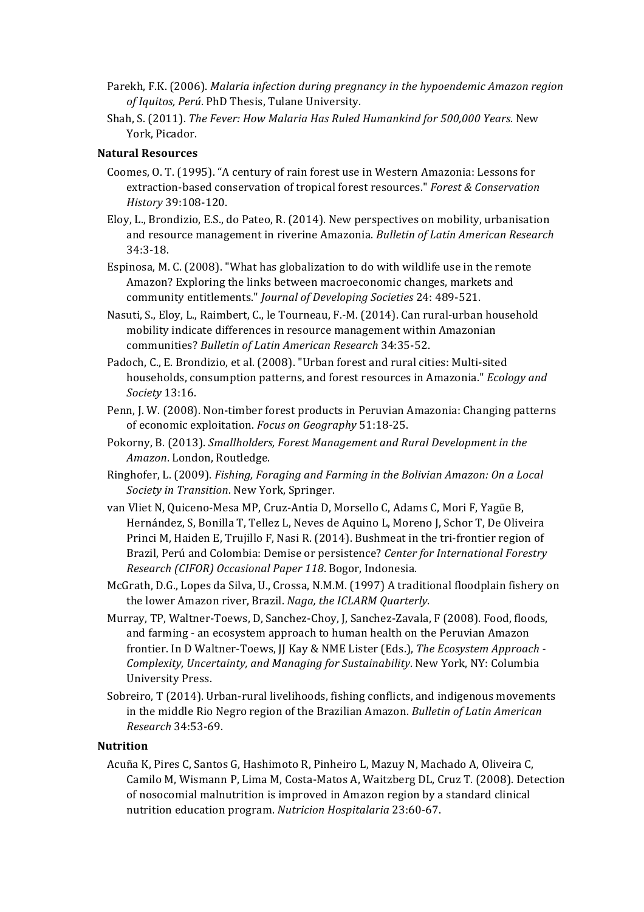Parekh, F.K. (2006). *Malaria infection during pregnancy in the hypoendemic Amazon region of Iquitos, Perú*. PhD Thesis, Tulane University.

Shah, S. (2011). *The Fever: How Malaria Has Ruled Humankind for 500,000 Years*. New York, Picador.

**Natural Resources**

Coomes, O. T. (1995). "A century of rain forest use in Western Amazonia: Lessons for extraction-based conservation of tropical forest resources." *Forest & Conservation History* 39:108-120.

Eloy, L., Brondizio, E.S., do Pateo, R. (2014). New perspectives on mobility, urbanisation and resource management in riverine Amazonia. *Bulletin of Latin American Research* 34:3-18.

Espinosa, M. C. (2008). "What has globalization to do with wildlife use in the remote Amazon? Exploring the links between macroeconomic changes, markets and community entitlements." *Journal of Developing Societies* 24: 489-521.

Nasuti, S., Eloy, L., Raimbert, C., le Tourneau, F.-M. (2014). Can rural-urban household mobility indicate differences in resource management within Amazonian communities? *Bulletin of Latin American Research* 34:35-52.

Padoch, C., E. Brondizio, et al. (2008). "Urban forest and rural cities: Multi-sited households, consumption patterns, and forest resources in Amazonia." *Ecology and Society* 13:16.

Penn, J. W. (2008). Non-timber forest products in Peruvian Amazonia: Changing patterns of economic exploitation. *Focus on Geography* 51:18-25.

Pokorny, B. (2013). *Smallholders, Forest Management and Rural Development in the Amazon*. London, Routledge.

Ringhofer, L. (2009). *Fishing, Foraging and Farming in the Bolivian Amazon: On a Local Society in Transition*. New York, Springer.

van Vliet N, Quiceno-Mesa MP, Cruz-Antia D, Morsello C, Adams C, Mori F, Yagüe B, Hernández, S, Bonilla T, Tellez L, Neves de Aquino L, Moreno J, Schor T, De Oliveira Princi M, Haiden E, Trujillo F, Nasi R. (2014). Bushmeat in the tri-frontier region of Brazil, Perú and Colombia: Demise or persistence? *Center for International Forestry Research (CIFOR) Occasional Paper 118*. Bogor, Indonesia.

McGrath, D.G., Lopes da Silva, U., Crossa, N.M.M. (1997) A traditional floodplain fishery on the lower Amazon river, Brazil. *Naga, the ICLARM Quarterly*.

Murray, TP, Waltner-Toews, D, Sanchez-Choy, J, Sanchez-Zavala, F (2008). Food, floods, and farming - an ecosystem approach to human health on the Peruvian Amazon frontier. In D Waltner-Toews, JJ Kay & NME Lister (Eds.), *The Ecosystem Approach - Complexity, Uncertainty, and Managing for Sustainability*. New York, NY: Columbia University Press.

Sobreiro, T (2014). Urban-rural livelihoods, fishing conflicts, and indigenous movements in the middle Rio Negro region of the Brazilian Amazon. *Bulletin of Latin American Research* 34:53-69.

**Nutrition**

Acuña K, Pires C, Santos G, Hashimoto R, Pinheiro L, Mazuy N, Machado A, Oliveira C, Camilo M, Wismann P, Lima M, Costa-Matos A, Waitzberg DL, Cruz T. (2008). Detection of nosocomial malnutrition is improved in Amazon region by a standard clinical nutrition education program. *Nutricion Hospitalaria* 23:60-67.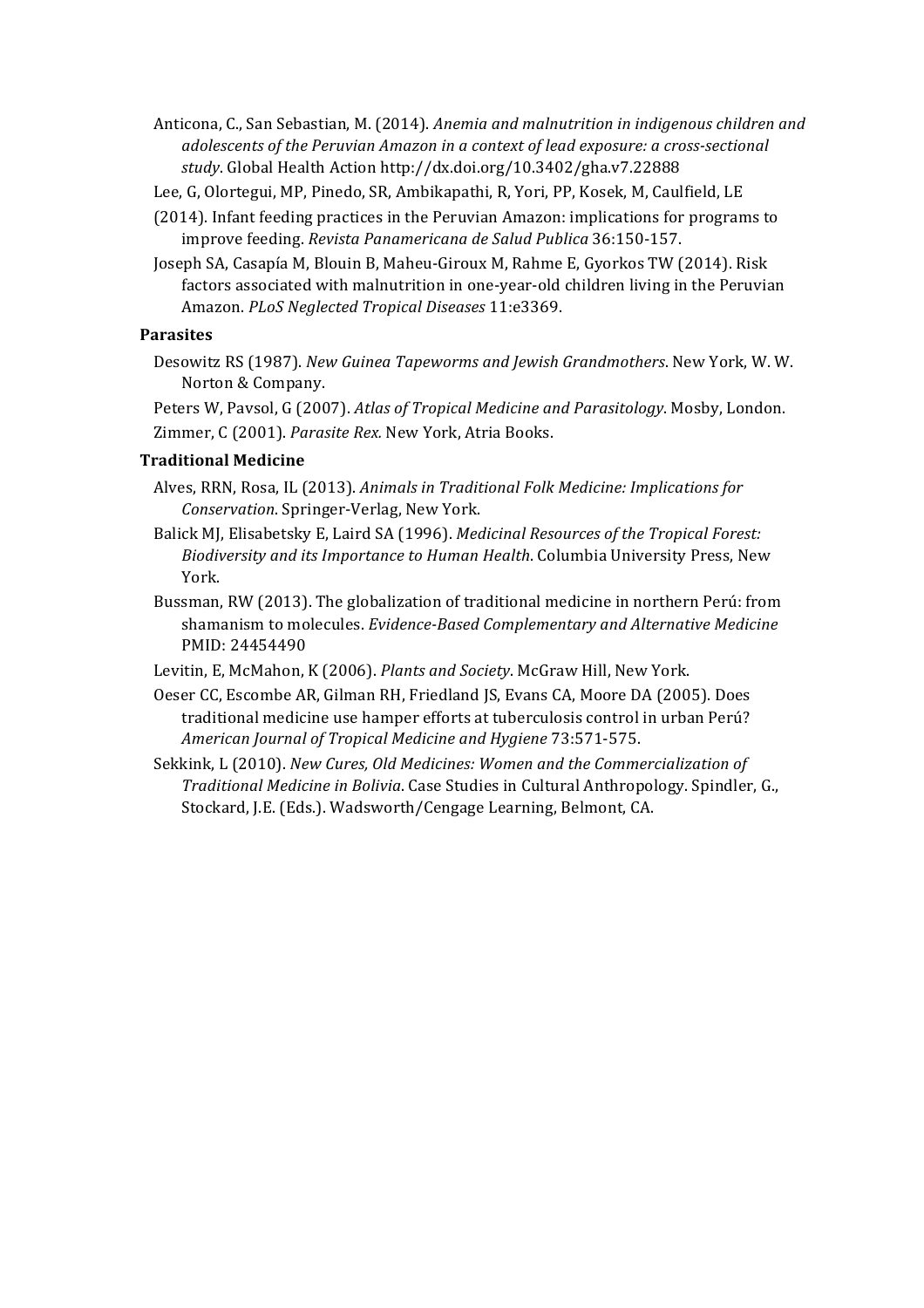Anticona, C., San Sebastian, M. (2014). *Anemia and malnutrition in indigenous children and adolescents of the Peruvian Amazon in a context of lead exposure: a cross-sectional study*. Global Health Action http://dx.doi.org/10.3402/gha.v7.22888

Lee, G, Olortegui, MP, Pinedo, SR, Ambikapathi, R, Yori, PP, Kosek, M, Caulfield, LE

(2014). Infant feeding practices in the Peruvian Amazon: implications for programs to improve feeding. *Revista Panamericana de Salud Publica* 36:150-157.

Joseph SA, Casapía M, Blouin B, Maheu-Giroux M, Rahme E, Gyorkos TW (2014). Risk factors associated with malnutrition in one-year-old children living in the Peruvian Amazon. *PLoS Neglected Tropical Diseases* 11:e3369.

**Parasites**

Desowitz RS (1987). *New Guinea Tapeworms and Jewish Grandmothers*. New York, W. W. Norton & Company.

Peters W, Pavsol, G (2007). *Atlas of Tropical Medicine and Parasitology*. Mosby, London.

Zimmer, C (2001). *Parasite Rex.* New York, Atria Books.

**Traditional Medicine**

Alves, RRN, Rosa, IL (2013). *Animals in Traditional Folk Medicine: Implications for Conservation*. Springer-Verlag, New York.

Balick MJ, Elisabetsky E, Laird SA (1996). *Medicinal Resources of the Tropical Forest: Biodiversity and its Importance to Human Health*. Columbia University Press, New York.

Bussman, RW (2013). The globalization of traditional medicine in northern Perú: from shamanism to molecules. *Evidence-Based Complementary and Alternative Medicine* PMID: 24454490

Levitin, E, McMahon, K (2006). *Plants and Society*. McGraw Hill, New York.

Oeser CC, Escombe AR, Gilman RH, Friedland JS, Evans CA, Moore DA (2005). Does traditional medicine use hamper efforts at tuberculosis control in urban Perú? *American Journal of Tropical Medicine and Hygiene* 73:571-575.

Sekkink, L (2010). *New Cures, Old Medicines: Women and the Commercialization of Traditional Medicine in Bolivia*. Case Studies in Cultural Anthropology. Spindler, G., Stockard, J.E. (Eds.). Wadsworth/Cengage Learning, Belmont, CA.